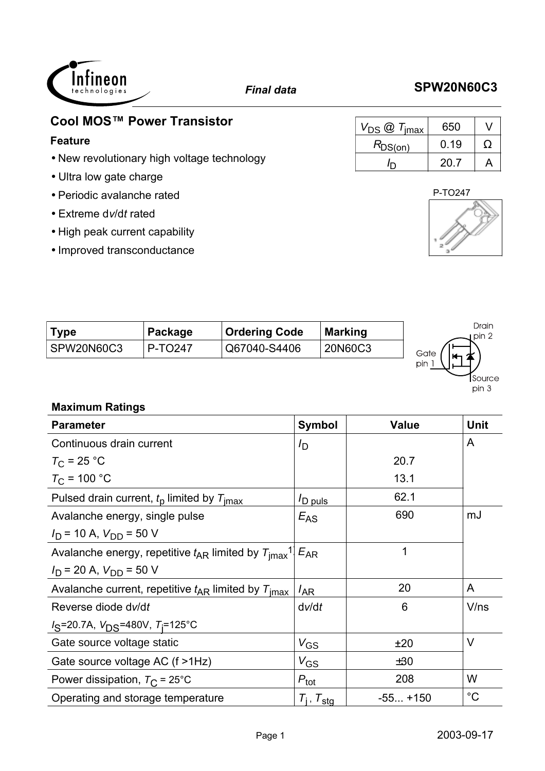**Final data** **SPW20N60C3**

## Cool MOS™ Power Transistor

### Feature

- New revolutionary high voltage technology
- Ultra low gate charge
- Periodic avalanche rated
- Extreme d*v*/d*t* rated
- High peak current capability
- Improved transconductance

| | | |
|---|---|---|
| $V_{DS}$ @ $T_{jmax}$ | 650 | V |
| $R_{DS(on)}$ | 0.19 | Ω |
| $I_D$ | 20.7 | A |

P-TO247

| Type | Package | Ordering Code | Marking |
|---|---|---|---|
| SPW20N60C3 | P-TO247 | Q67040-S4406 | 20N60C3 |

Drain pin 2, Gate pin 1, Source pin 3

### Maximum Ratings

| Parameter | Symbol | Value | Unit |
|---|---|---|---|
| Continuous drain current | $I_D$ | | A |
| $T_C$ = 25 °C | | 20.7 | |
| $T_C$ = 100 °C | | 13.1 | |
| Pulsed drain current, $t_p$ limited by $T_{jmax}$ | $I_{D\ puls}$ | 62.1 | |
| Avalanche energy, single pulse<br>$I_D$ = 10 A, $V_{DD}$ = 50 V | $E_{AS}$ | 690 | mJ |
| Avalanche energy, repetitive $t_{AR}$ limited by $T_{jmax}$[1]<br>$I_D$ = 20 A, $V_{DD}$ = 50 V | $E_{AR}$ | 1 | |
| Avalanche current, repetitive $t_{AR}$ limited by $T_{jmax}$ | $I_{AR}$ | 20 | A |
| Reverse diode d*v*/d*t*<br>$I_S$=20.7A, $V_{DS}$=480V, $T_j$=125°C | d*v*/d*t* | 6 | V/ns |
| Gate source voltage static | $V_{GS}$ | ±20 | V |
| Gate source voltage AC (f >1Hz) | $V_{GS}$ | ±30 | |
| Power dissipation, $T_C$ = 25°C | $P_{tot}$ | 208 | W |
| Operating and storage temperature | $T_j$ , $T_{stg}$ | -55... +150 | °C |

2003-09-17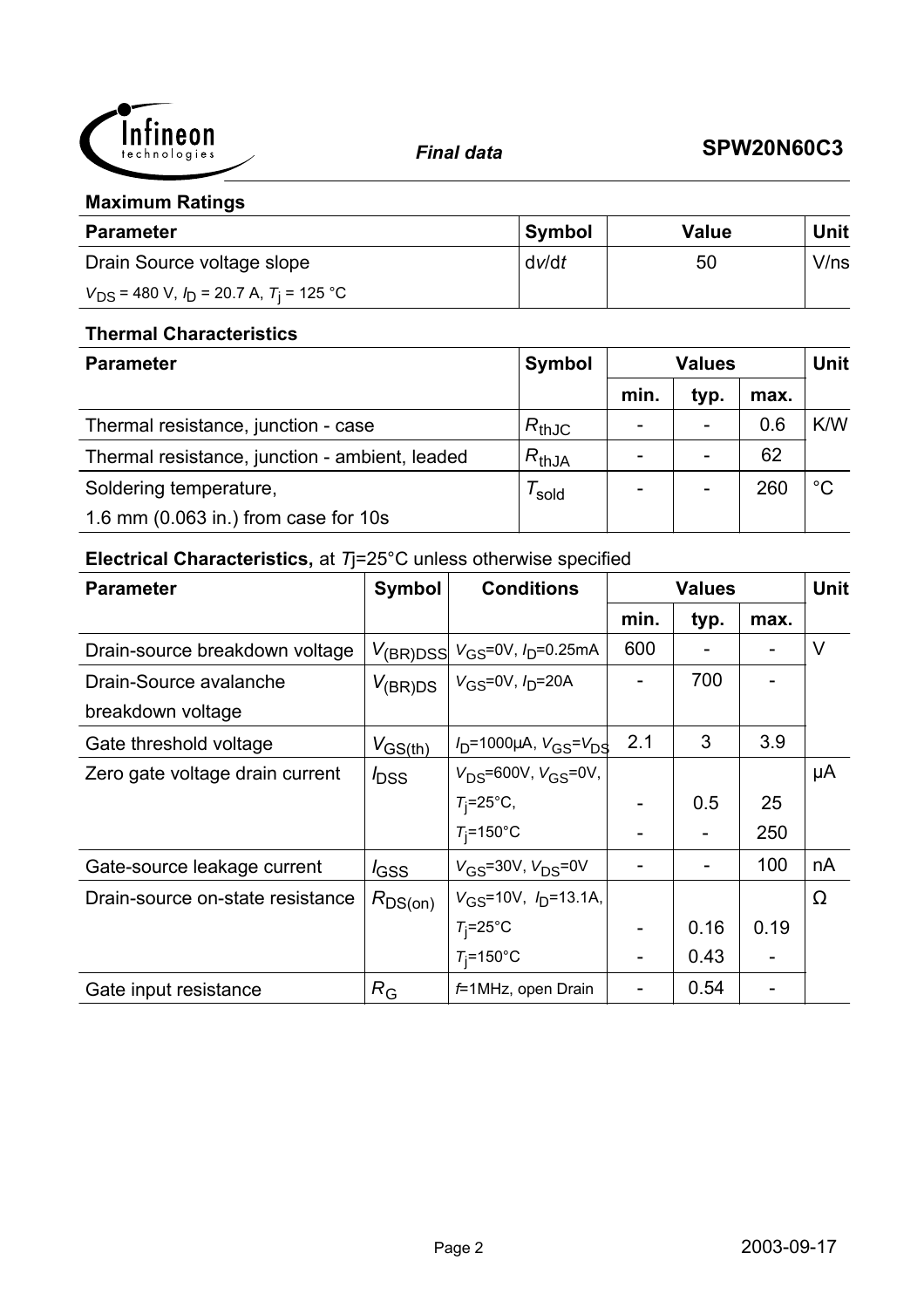## Maximum Ratings

| Parameter | Symbol | Value | Unit |
|---|---|---|---|
| Drain Source voltage slope<br>$V_{DS}$ = 480 V, $I_D$ = 20.7 A, $T_j$ = 125 °C | d$v$/d$t$ | 50 | V/ns |

## Thermal Characteristics

| Parameter | Symbol | Values | | | Unit |
|---|---|---|---|---|---|
| | | min. | typ. | max. | |
| Thermal resistance, junction - case | $R_{thJC}$ | - | - | 0.6 | K/W |
| Thermal resistance, junction - ambient, leaded | $R_{thJA}$ | - | - | 62 | |
| Soldering temperature,<br>1.6 mm (0.063 in.) from case for 10s | $T_{sold}$ | - | - | 260 | °C |

## Electrical Characteristics, at $T$j=25°C unless otherwise specified

| Parameter | Symbol | Conditions | Values | | | Unit |
|---|---|---|---|---|---|---|
| | | | min. | typ. | max. | |
| Drain-source breakdown voltage | $V_{(BR)DSS}$ | $V_{GS}$=0V, $I_D$=0.25mA | 600 | - | - | V |
| Drain-Source avalanche breakdown voltage | $V_{(BR)DS}$ | $V_{GS}$=0V, $I_D$=20A | - | 700 | - | |
| Gate threshold voltage | $V_{GS(th)}$ | $I_D$=1000µA, $V_{GS}$=$V_{DS}$ | 2.1 | 3 | 3.9 | |
| Zero gate voltage drain current | $I_{DSS}$ | $V_{DS}$=600V, $V_{GS}$=0V, | | | | µA |
| | | $T_j$=25°C, | - | 0.5 | 25 | |
| | | $T_j$=150°C | - | - | 250 | |
| Gate-source leakage current | $I_{GSS}$ | $V_{GS}$=30V, $V_{DS}$=0V | - | - | 100 | nA |
| Drain-source on-state resistance | $R_{DS(on)}$ | $V_{GS}$=10V, $I_D$=13.1A, | | | | Ω |
| | | $T_j$=25°C | - | 0.16 | 0.19 | |
| | | $T_j$=150°C | - | 0.43 | - | |
| Gate input resistance | $R_G$ | $f$=1MHz, open Drain | - | 0.54 | - | |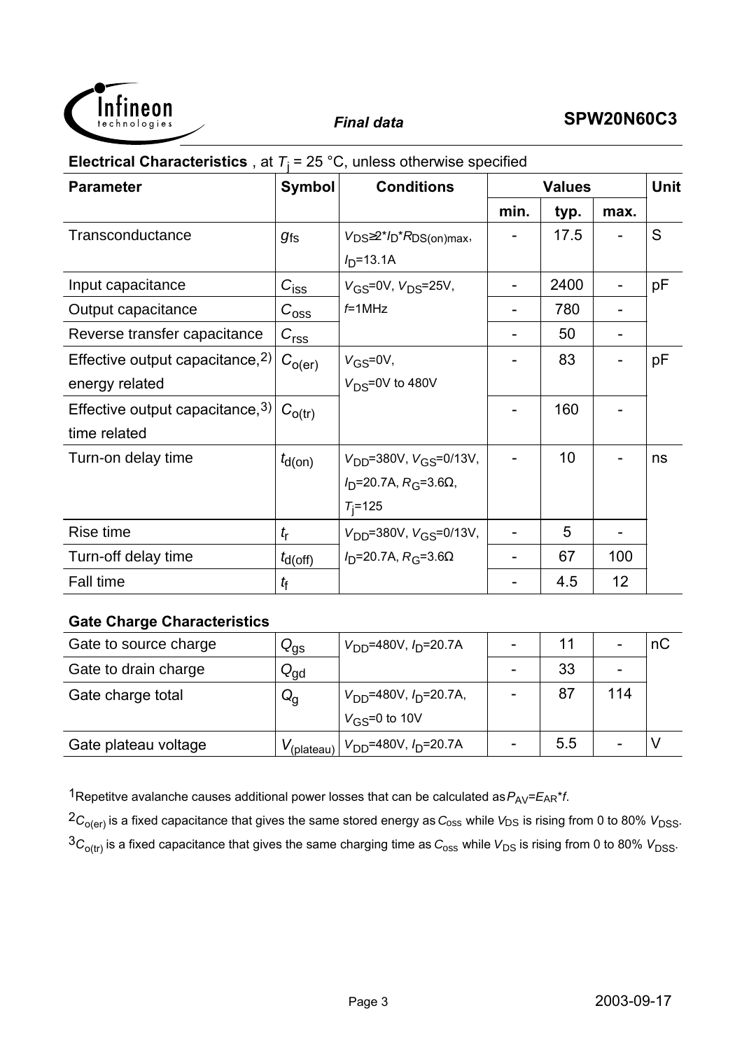**Electrical Characteristics** , at $T_j$ = 25 °C, unless otherwise specified

| Parameter | Symbol | Conditions | Values | | | Unit |
|---|---|---|---|---|---|---|
| | | | min. | typ. | max. | |
| Transconductance | $g_{fs}$ | $V_{DS}≥2*I_D*R_{DS(on)max}$, $I_D$=13.1A | - | 17.5 | - | S |
| Input capacitance | $C_{iss}$ | $V_{GS}$=0V, $V_{DS}$=25V, $f$=1MHz | - | 2400 | - | pF |
| Output capacitance | $C_{oss}$ | | - | 780 | - | |
| Reverse transfer capacitance | $C_{rss}$ | | - | 50 | - | |
| Effective output capacitance,[2] energy related | $C_{o(er)}$ | $V_{GS}$=0V, $V_{DS}$=0V to 480V | - | 83 | - | pF |
| Effective output capacitance,[3] time related | $C_{o(tr)}$ | | - | 160 | - | |
| Turn-on delay time | $t_{d(on)}$ | $V_{DD}$=380V, $V_{GS}$=0/13V, $I_D$=20.7A, $R_G$=3.6Ω, $T_j$=125 | - | 10 | - | ns |
| Rise time | $t_r$ | $V_{DD}$=380V, $V_{GS}$=0/13V, $I_D$=20.7A, $R_G$=3.6Ω | - | 5 | - | |
| Turn-off delay time | $t_{d(off)}$ | | - | 67 | 100 | |
| Fall time | $t_f$ | | - | 4.5 | 12 | |

**Gate Charge Characteristics**

| Parameter | Symbol | Conditions | min. | typ. | max. | Unit |
|---|---|---|---|---|---|---|
| Gate to source charge | $Q_{gs}$ | $V_{DD}$=480V, $I_D$=20.7A | - | 11 | - | nC |
| Gate to drain charge | $Q_{gd}$ | | - | 33 | - | |
| Gate charge total | $Q_g$ | $V_{DD}$=480V, $I_D$=20.7A, $V_{GS}$=0 to 10V | - | 87 | 114 | |
| Gate plateau voltage | $V_{(plateau)}$ | $V_{DD}$=480V, $I_D$=20.7A | - | 5.5 | - | V |

[1]Repetitve avalanche causes additional power losses that can be calculated as $P_{AV}=E_{AR}*f$.

[2]$C_{o(er)}$ is a fixed capacitance that gives the same stored energy as $C_{oss}$ while $V_{DS}$ is rising from 0 to 80% $V_{DSS}$.

[3]$C_{o(tr)}$ is a fixed capacitance that gives the same charging time as $C_{oss}$ while $V_{DS}$ is rising from 0 to 80% $V_{DSS}$.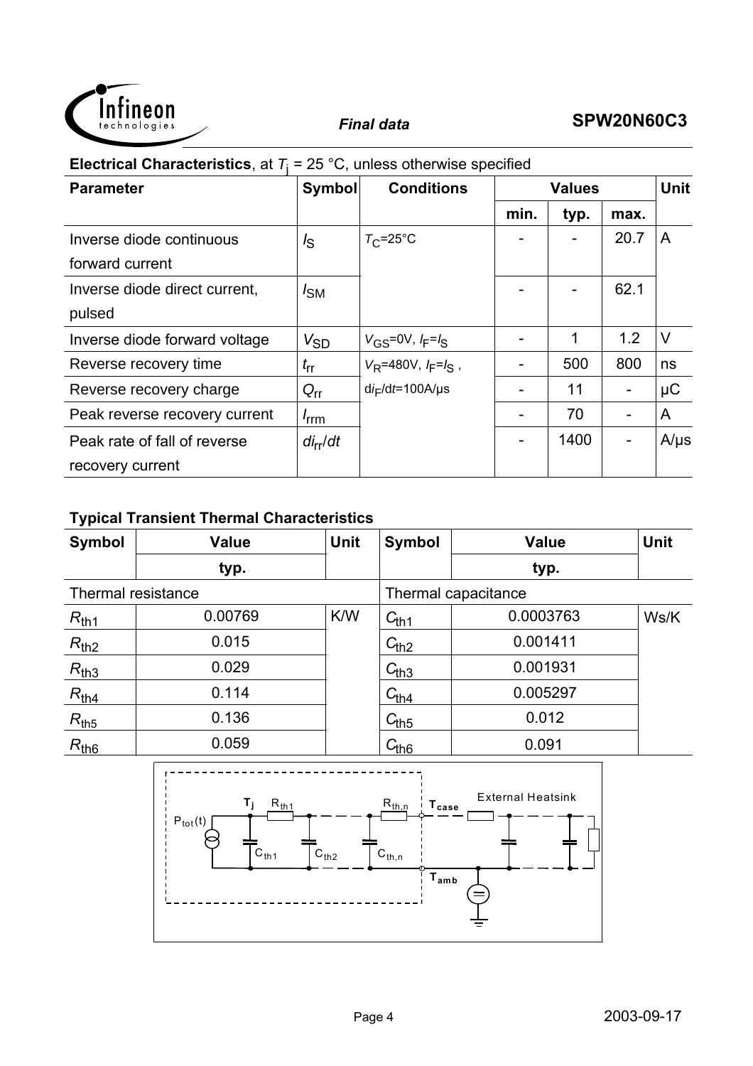**Electrical Characteristics**, at $T_j$ = 25 °C, unless otherwise specified

| Parameter | Symbol | Conditions | Values | | | Unit |
|---|---|---|---|---|---|---|
| | | | min. | typ. | max. | |
| Inverse diode continuous forward current | $I_S$ | $T_C$=25°C | - | - | 20.7 | A |
| Inverse diode direct current, pulsed | $I_{SM}$ | | - | - | 62.1 | |
| Inverse diode forward voltage | $V_{SD}$ | $V_{GS}$=0V, $I_F$=$I_S$ | - | 1 | 1.2 | V |
| Reverse recovery time | $t_{rr}$ | $V_R$=480V, $I_F$=$I_S$ , | - | 500 | 800 | ns |
| Reverse recovery charge | $Q_{rr}$ | d$i_F$/d$t$=100A/µs | - | 11 | - | µC |
| Peak reverse recovery current | $I_{rrm}$ | | - | 70 | - | A |
| Peak rate of fall of reverse recovery current | $di_{rr}/dt$ | | - | 1400 | - | A/µs |

**Typical Transient Thermal Characteristics**

| Symbol | Value | Unit | Symbol | Value | Unit |
|---|---|---|---|---|---|
| | typ. | | | typ. | |
| Thermal resistance | | | Thermal capacitance | | |
| $R_{th1}$ | 0.00769 | K/W | $C_{th1}$ | 0.0003763 | Ws/K |
| $R_{th2}$ | 0.015 | | $C_{th2}$ | 0.001411 | |
| $R_{th3}$ | 0.029 | | $C_{th3}$ | 0.001931 | |
| $R_{th4}$ | 0.114 | | $C_{th4}$ | 0.005297 | |
| $R_{th5}$ | 0.136 | | $C_{th5}$ | 0.012 | |
| $R_{th6}$ | 0.059 | | $C_{th6}$ | 0.091 | |

$T_j$ $R_{th1}$ $R_{th,n}$ $T_{case}$ External Heatsink

$P_{tot}(t)$ $C_{th1}$ $C_{th2}$ $C_{th,n}$

$T_{amb}$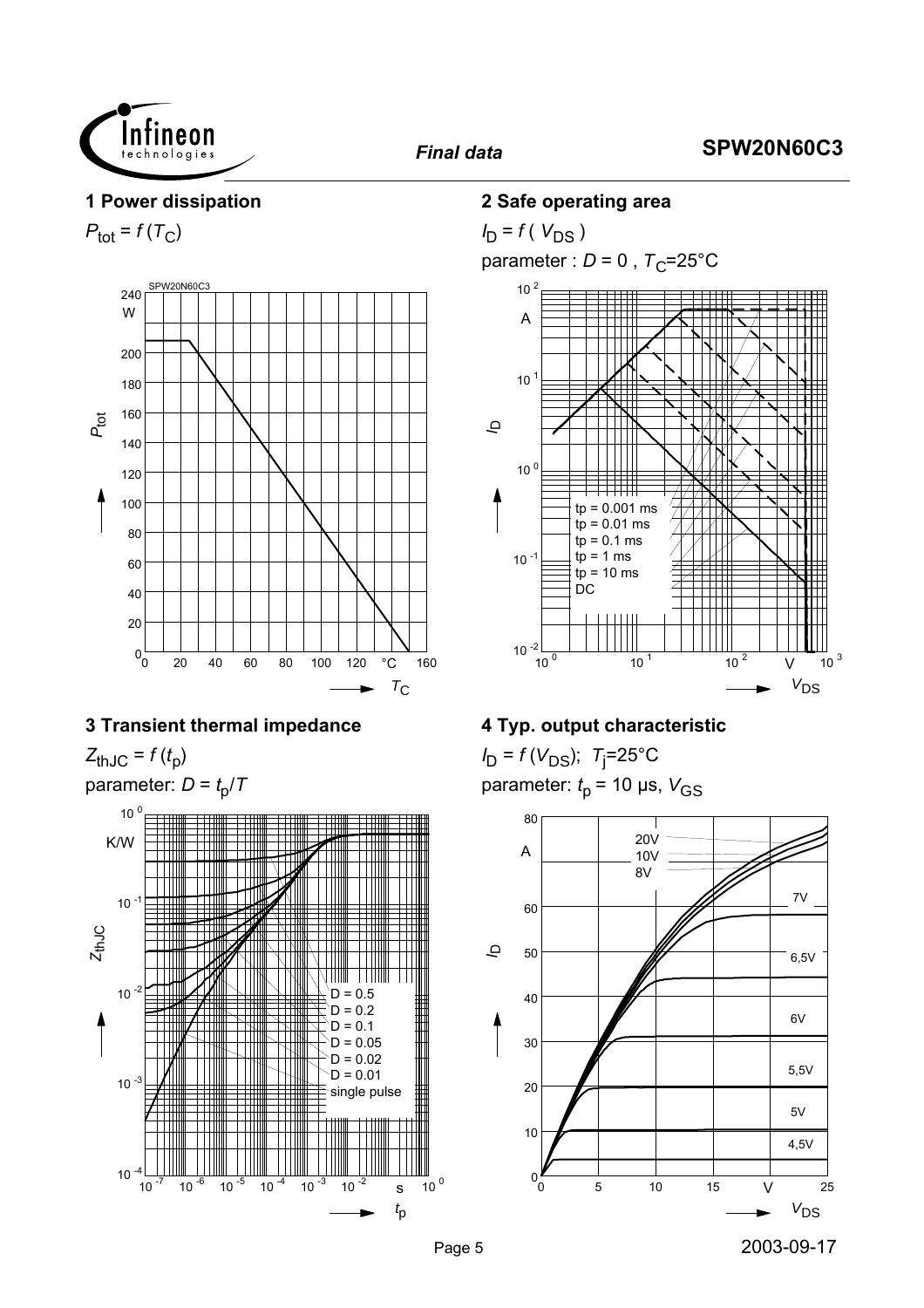## 1 Power dissipation

$P_{tot} = f(T_C)$

## 2 Safe operating area

$I_D = f(V_{DS})$

parameter : $D = 0$ , $T_C$=25°C

## 3 Transient thermal impedance

$Z_{thJC} = f(t_p)$

parameter: $D = t_p/T$

## 4 Typ. output characteristic

$I_D = f(V_{DS})$; $T_j$=25°C

parameter: $t_p$ = 10 µs, $V_{GS}$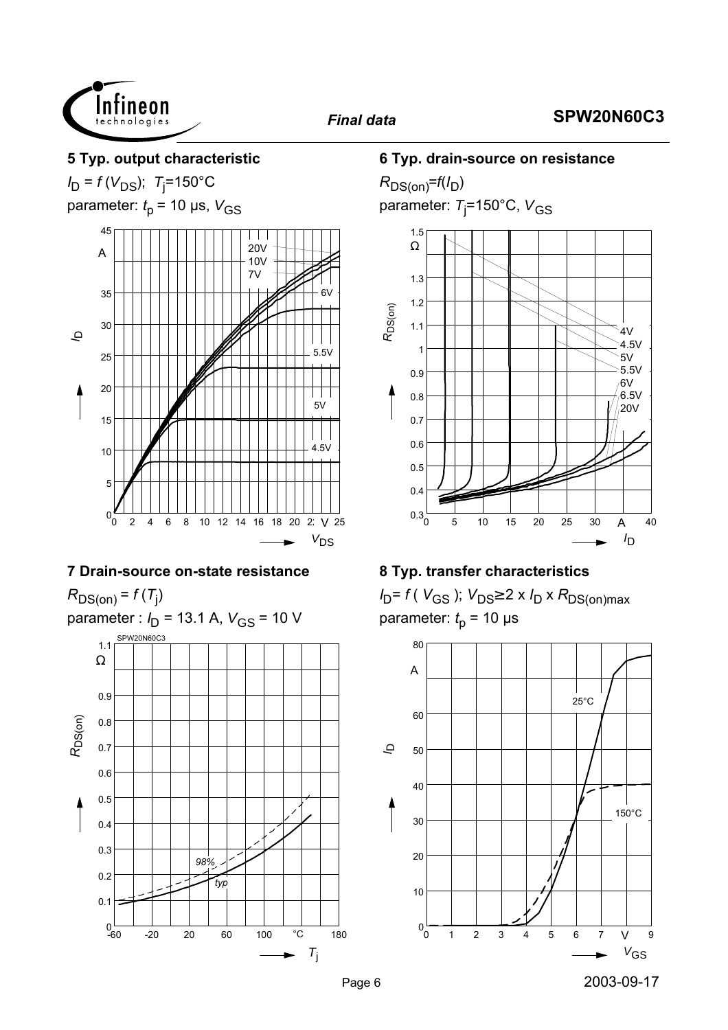### 5 Typ. output characteristic

$I_D = f(V_{DS})$; $T_j$=150°C

parameter: $t_p$ = 10 µs, $V_{GS}$

### 6 Typ. drain-source on resistance

$R_{DS(on)}=f(I_D)$

parameter: $T_j$=150°C, $V_{GS}$

### 7 Drain-source on-state resistance

$R_{DS(on)} = f(T_j)$

parameter : $I_D$ = 13.1 A, $V_{GS}$ = 10 V

### 8 Typ. transfer characteristics

$I_D = f(V_{GS})$; $V_{DS} \geq 2 \times I_D \times R_{DS(on)max}$

parameter: $t_p$ = 10 µs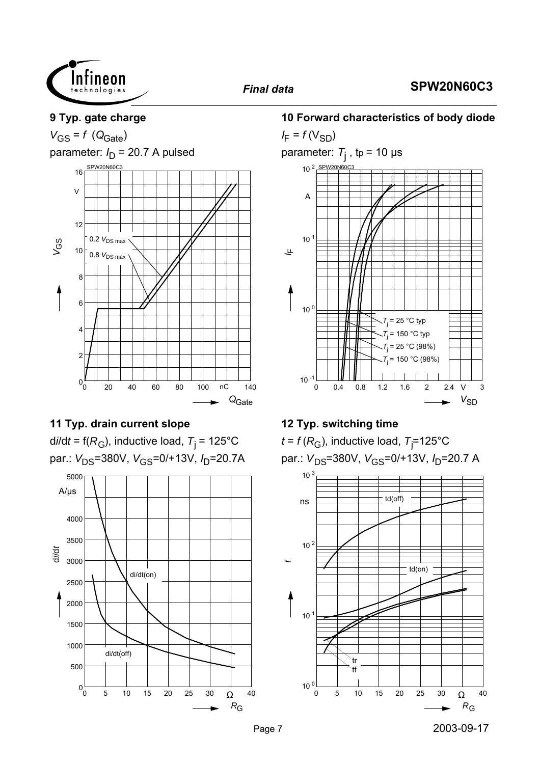### 9 Typ. gate charge

$V_{GS} = f\ (Q_{Gate})$

parameter: $I_D$ = 20.7 A pulsed

### 10 Forward characteristics of body diode

$I_F = f\,(V_{SD})$

parameter: $T_j$ , tp = 10 µs

### 11 Typ. drain current slope

d$i$/d$t$ = f($R_G$), inductive load, $T_j$ = 125°C

par.: $V_{DS}$=380V, $V_{GS}$=0/+13V, $I_D$=20.7A

### 12 Typ. switching time

$t = f\,(R_G)$, inductive load, $T_j$=125°C

par.: $V_{DS}$=380V, $V_{GS}$=0/+13V, $I_D$=20.7 A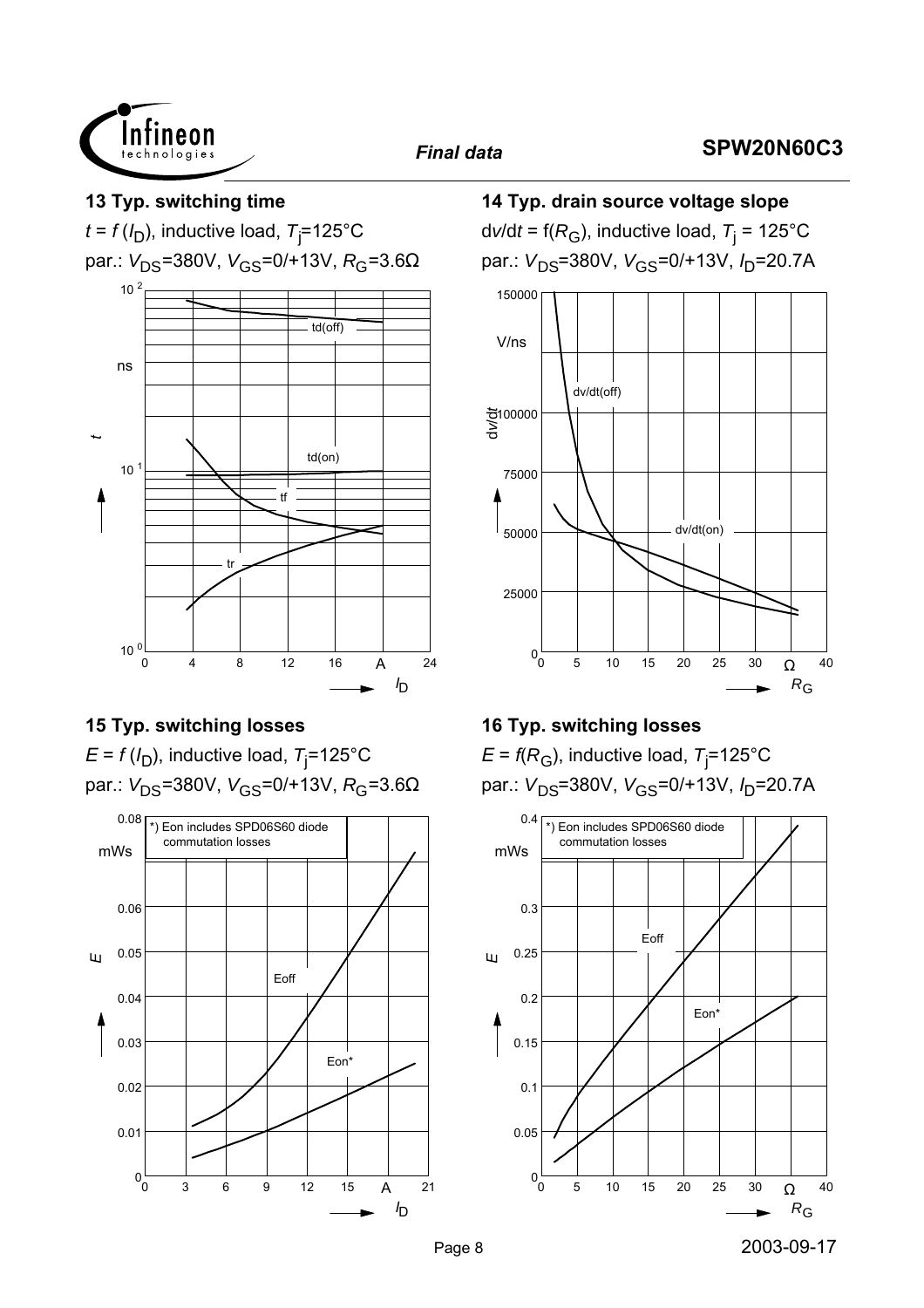## 13 Typ. switching time

$t = f(I_D)$, inductive load, $T_j$=125°C

par.: $V_{DS}$=380V, $V_{GS}$=0/+13V, $R_G$=3.6Ω

## 14 Typ. drain source voltage slope

$dv/dt = f(R_G)$, inductive load, $T_j$ = 125°C

par.: $V_{DS}$=380V, $V_{GS}$=0/+13V, $I_D$=20.7A

## 15 Typ. switching losses

$E = f(I_D)$, inductive load, $T_j$=125°C

par.: $V_{DS}$=380V, $V_{GS}$=0/+13V, $R_G$=3.6Ω

*) Eon includes SPD06S60 diode commutation losses

## 16 Typ. switching losses

$E = f(R_G)$, inductive load, $T_j$=125°C

par.: $V_{DS}$=380V, $V_{GS}$=0/+13V, $I_D$=20.7A

*) Eon includes SPD06S60 diode commutation losses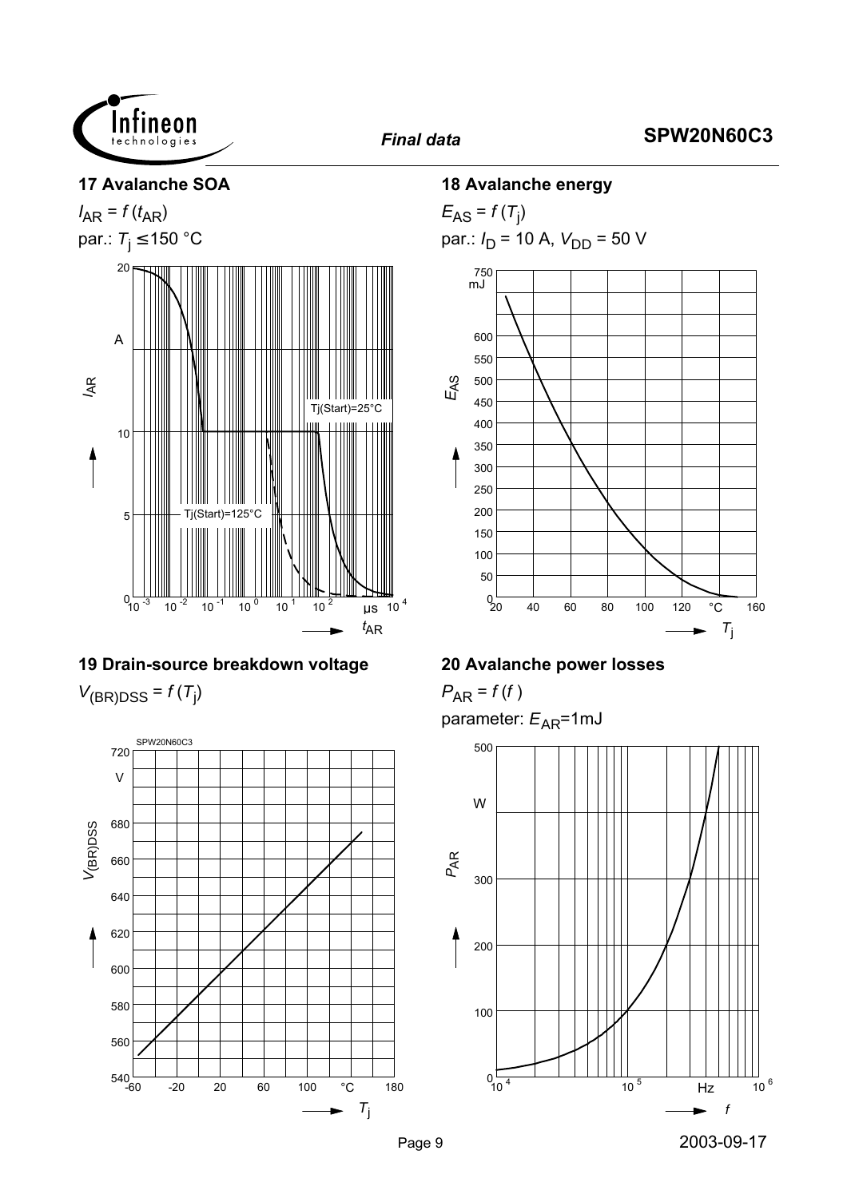## 17 Avalanche SOA

$I_{AR} = f(t_{AR})$

par.: $T_j \leq 150$ °C

## 18 Avalanche energy

$E_{AS} = f(T_j)$

par.: $I_D = 10$ A, $V_{DD} = 50$ V

## 19 Drain-source breakdown voltage

$V_{(BR)DSS} = f(T_j)$

## 20 Avalanche power losses

$P_{AR} = f(f)$

parameter: $E_{AR}$=1mJ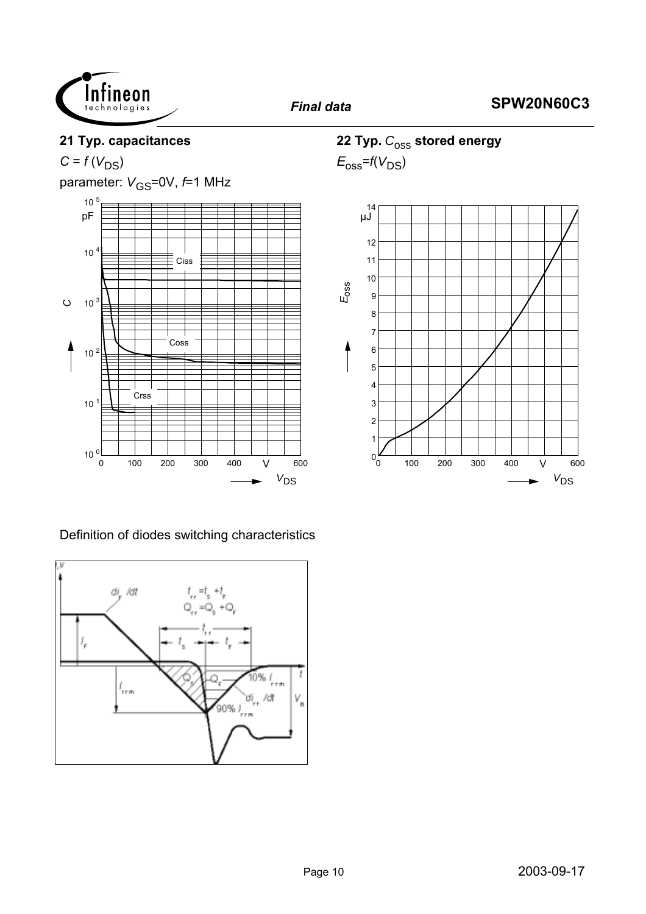## 21 Typ. capacitances

$C = f(V_{DS})$

parameter: $V_{GS}$=0V, $f$=1 MHz

## 22 Typ. $C_{oss}$ stored energy

$E_{oss}$=$f(V_{DS})$

Definition of diodes switching characteristics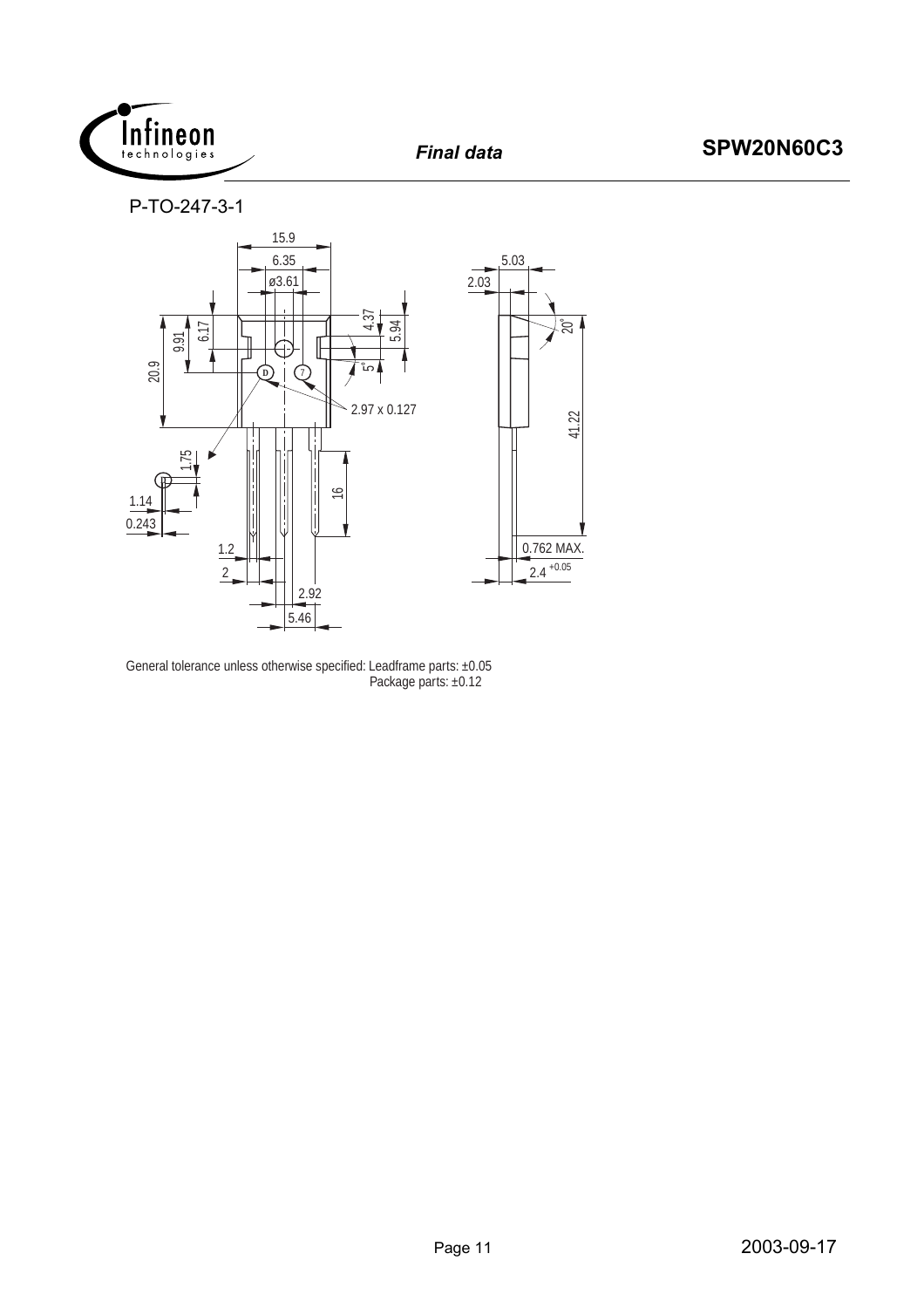P-TO-247-3-1

General tolerance unless otherwise specified: Leadframe parts: ±0.05
Package parts: ±0.12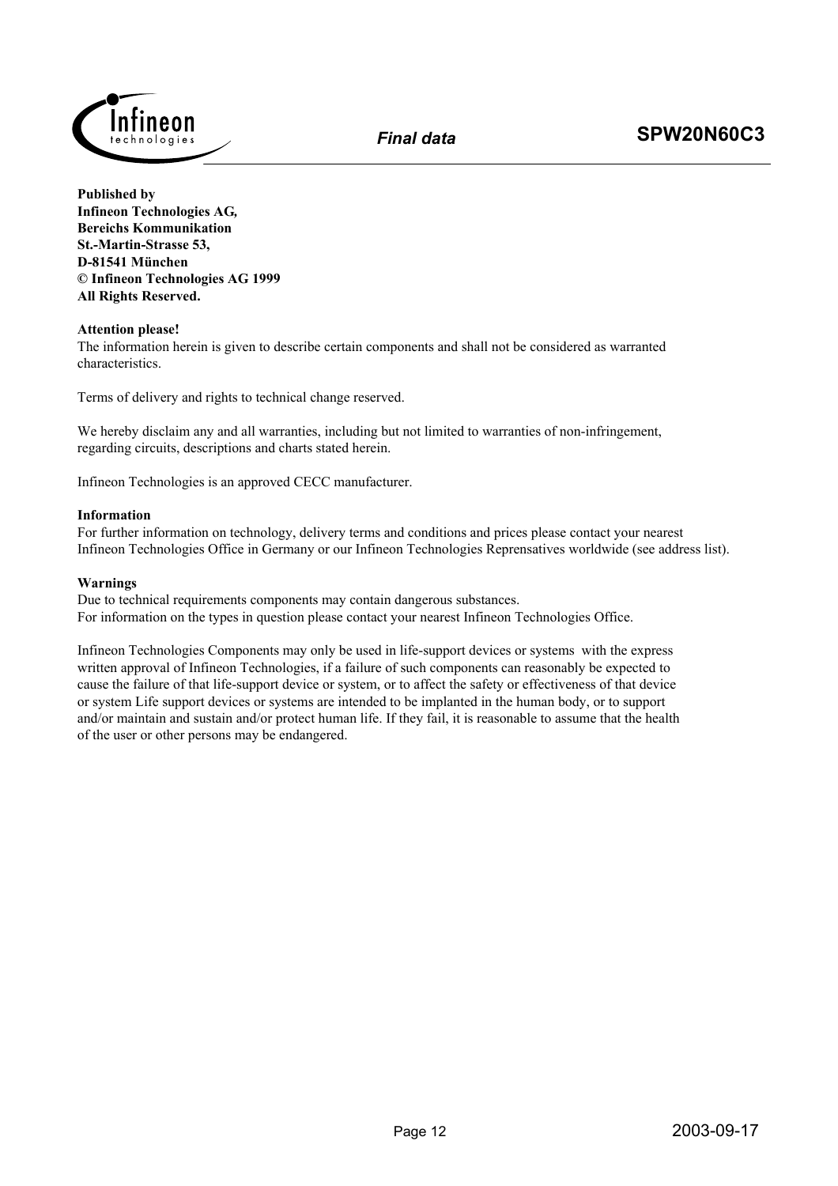**Published by**
**Infineon Technologies AG,**
**Bereichs Kommunikation**
**St.-Martin-Strasse 53,**
**D-81541 München**
**© Infineon Technologies AG 1999**
**All Rights Reserved.**

**Attention please!**
The information herein is given to describe certain components and shall not be considered as warranted characteristics.

Terms of delivery and rights to technical change reserved.

We hereby disclaim any and all warranties, including but not limited to warranties of non-infringement, regarding circuits, descriptions and charts stated herein.

Infineon Technologies is an approved CECC manufacturer.

**Information**
For further information on technology, delivery terms and conditions and prices please contact your nearest Infineon Technologies Office in Germany or our Infineon Technologies Reprensatives worldwide (see address list).

**Warnings**
Due to technical requirements components may contain dangerous substances.
For information on the types in question please contact your nearest Infineon Technologies Office.

Infineon Technologies Components may only be used in life-support devices or systems with the express written approval of Infineon Technologies, if a failure of such components can reasonably be expected to cause the failure of that life-support device or system, or to affect the safety or effectiveness of that device or system Life support devices or systems are intended to be implanted in the human body, or to support and/or maintain and sustain and/or protect human life. If they fail, it is reasonable to assume that the health of the user or other persons may be endangered.